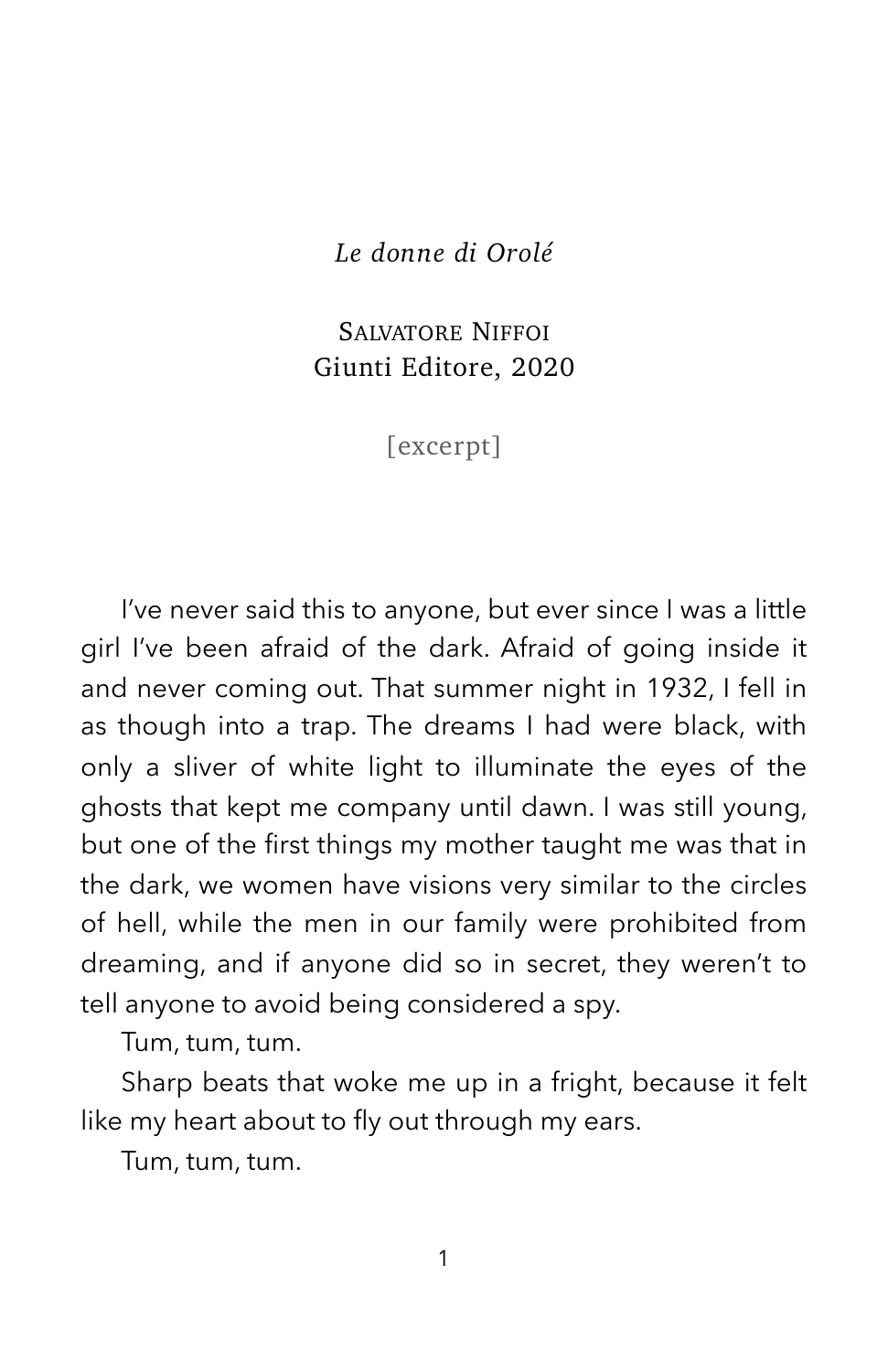*Le donne di Orolé*

Salvatore Niffoi
Giunti Editore, 2020

[excerpt]

I've never said this to anyone, but ever since I was a little girl I've been afraid of the dark. Afraid of going inside it and never coming out. That summer night in 1932, I fell in as though into a trap. The dreams I had were black, with only a sliver of white light to illuminate the eyes of the ghosts that kept me company until dawn. I was still young, but one of the first things my mother taught me was that in the dark, we women have visions very similar to the circles of hell, while the men in our family were prohibited from dreaming, and if anyone did so in secret, they weren't to tell anyone to avoid being considered a spy.

Tum, tum, tum.

Sharp beats that woke me up in a fright, because it felt like my heart about to fly out through my ears.

Tum, tum, tum.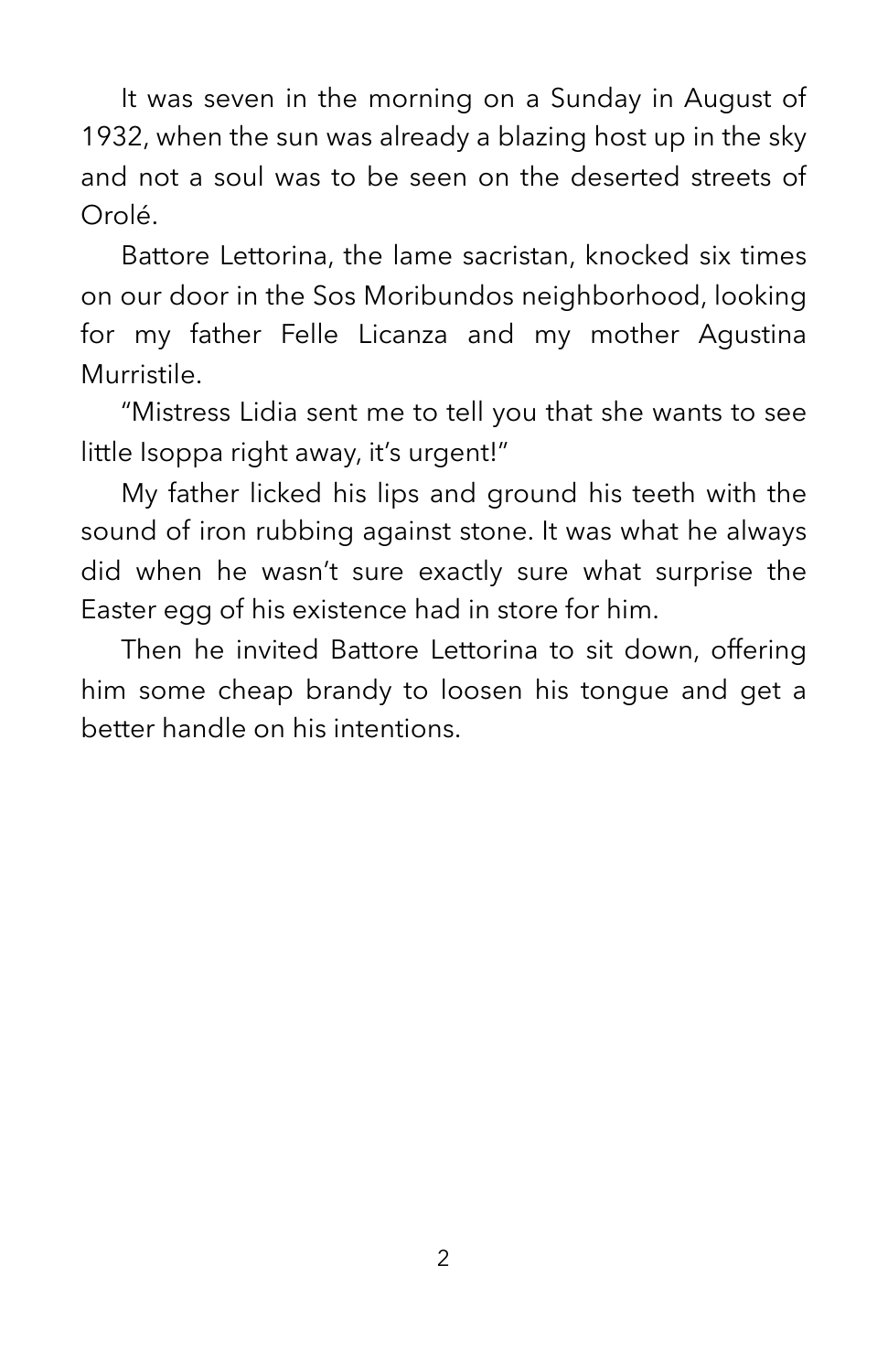It was seven in the morning on a Sunday in August of 1932, when the sun was already a blazing host up in the sky and not a soul was to be seen on the deserted streets of Orolé.

Battore Lettorina, the lame sacristan, knocked six times on our door in the Sos Moribundos neighborhood, looking for my father Felle Licanza and my mother Agustina Murristile.

"Mistress Lidia sent me to tell you that she wants to see little Isoppa right away, it's urgent!"

My father licked his lips and ground his teeth with the sound of iron rubbing against stone. It was what he always did when he wasn't sure exactly sure what surprise the Easter egg of his existence had in store for him.

Then he invited Battore Lettorina to sit down, offering him some cheap brandy to loosen his tongue and get a better handle on his intentions.